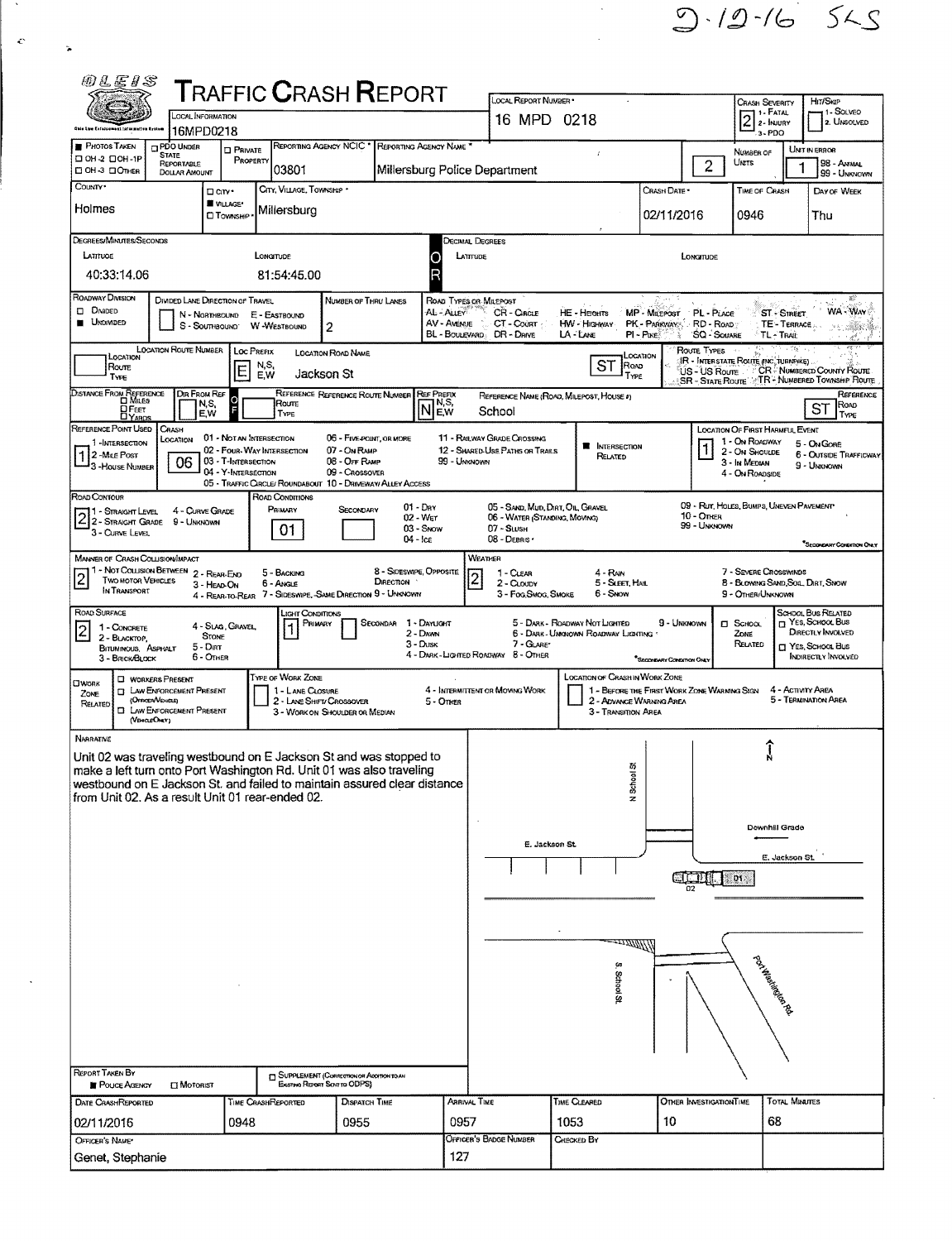2-12-16 SLS

# TRAFFIC CRASH REPORT

OLEIS — Ohio Law Enforcement Information System

| Field | Value |
|---|---|
| Local Information | 16MPD0218 |
| Local Report Number | 16 MPD 0218 |
| Crash Severity | 2 (1 - Fatal, 2 - Injury, 3 - PDO) |
| Hit/Skip | 1 - Solved, 2 - Unsolved |
| Photos Taken | OH-2, OH-1P, OH-3, Other |
| PDO Under State Reportable Dollar Amount | |
| Private Property | |
| Reporting Agency NCIC | 03801 |
| Reporting Agency Name | Millersburg Police Department |
| Number of Units | 2 |
| Unit in Error | 1 (98 - Animal, 99 - Unknown) |
| County | Holmes |
| City/Village/Township | Village — Millersburg |
| Crash Date | 02/11/2016 |
| Time of Crash | 0946 |
| Day of Week | Thu |

**Degrees/Minutes/Seconds**
Latitude: 40:33:14.06
Longitude: 81:54:45.00

**Decimal Degrees**
Latitude:
Longitude:

| Field | Value |
|---|---|
| Roadway Division | Undivided |
| Divided Lane Direction of Travel | N - Northbound, E - Eastbound, S - Southbound, W - Westbound |
| Number of Thru Lanes | 2 |

Road Types or Milepost: AL - Alley, AV - Avenue, BL - Boulevard, CR - Circle, CT - Court, DR - Drive, HE - Heights, HW - Highway, LA - Lane, MP - Milepost, PK - Parkway, PI - Pike, PL - Place, RD - Road, SQ - Square, ST - Street, TE - Terrace, TL - Trail, WA - Way

Route Types: IR - Interstate Route (inc. Turnpike), US - US Route, SR - State Route, CR - Numbered County Route, TR - Numbered Township Route

| Field | Value |
|---|---|
| Location Route Type | |
| Location Route Number | |
| Loc Prefix | E |
| Location Road Name | Jackson St |
| Location Road Type | ST |
| Distance From Reference | Miles / Feet / Yards |
| Dir From Ref | |
| Reference Route Type | |
| Reference Route Number | |
| Ref Prefix | N |
| Reference Name (Road, Milepost, House #) | School |
| Reference Road Type | ST |
| Reference Point Used | 1 (1 - Intersection, 2 - Mile Post, 3 - House Number) |
| Crash Location | 06 |

Crash Location codes: 01 - Not an Intersection, 02 - Four-Way Intersection, 03 - T-Intersection, 04 - Y-Intersection, 05 - Traffic Circle/Roundabout, 06 - Five-Point, or More, 07 - On Ramp, 08 - Off Ramp, 09 - Crossover, 10 - Driveway/Alley Access, 11 - Railway Grade Crossing, 12 - Shared-Use Paths or Trails, 99 - Unknown

Intersection Related: ■

Location of First Harmful Event: 1 (1 - On Roadway, 2 - On Shoulder, 3 - In Median, 4 - On Roadside, 5 - On Gore, 6 - Outside Trafficway, 9 - Unknown)

| Field | Value |
|---|---|
| Road Contour | 2 (1 - Straight Level, 2 - Straight Grade, 3 - Curve Level, 4 - Curve Grade, 9 - Unknown) |
| Road Conditions — Primary | 01 |
| Road Conditions — Secondary | |

Road Conditions codes: 01 - Dry, 02 - Wet, 03 - Snow, 04 - Ice, 05 - Sand, Mud, Dirt, Oil, Gravel, 06 - Water (Standing, Moving), 07 - Slush, 08 - Debris, 09 - Rut, Holes, Bumps, Uneven Pavement, 10 - Other, 99 - Unknown

| Field | Value |
|---|---|
| Manner of Crash Collision/Impact | 2 (1 - Not Collision Between Two Motor Vehicles in Transport, 2 - Rear-End, 3 - Head-On, 4 - Rear-to-Rear, 5 - Backing, 6 - Angle, 7 - Sideswipe, Same Direction, 8 - Sideswipe, Opposite Direction, 9 - Unknown) |
| Weather | 2 (1 - Clear, 2 - Cloudy, 3 - Fog, Smog, Smoke, 4 - Rain, 5 - Sleet, Hail, 6 - Snow, 7 - Severe Crosswinds, 8 - Blowing Sand, Soil, Dirt, Snow, 9 - Other/Unknown) |
| Road Surface | 2 (1 - Concrete, 2 - Blacktop, Bituminous, Asphalt, 3 - Brick/Block, 4 - Slag, Gravel, Stone, 5 - Dirt, 6 - Other) |
| Light Conditions — Primary | 1 |
| Light Conditions — Secondary | |

Light Conditions codes: 1 - Daylight, 2 - Dawn, 3 - Dusk, 4 - Dark - Lighted Roadway, 5 - Dark - Roadway Not Lighted, 6 - Dark - Unknown Roadway Lighting, 7 - Glare, 8 - Other, 9 - Unknown

School Zone Related: School Zone Related / School Bus Related: Yes, School Bus Directly Involved / Yes, School Bus Indirectly Involved

Work Zone Related: Workers Present, Law Enforcement Present (Officer/Vehicle), Law Enforcement Present (Vehicle Only)
Type of Work Zone: 1 - Lane Closure, 2 - Lane Shift/Crossover, 3 - Work on Shoulder or Median, 4 - Intermittent or Moving Work, 5 - Other
Location of Crash in Work Zone: 1 - Before the First Work Zone Warning Sign, 2 - Advance Warning Area, 3 - Transition Area, 4 - Activity Area, 5 - Termination Area

## Narrative

Unit 02 was traveling westbound on E Jackson St and was stopped to make a left turn onto Port Washington Rd. Unit 01 was also traveling westbound on E Jackson St. and failed to maintain assured clear distance from Unit 02. As a result Unit 01 rear-ended 02.

Diagram labels: N; N School St; Downhill Grade; E. Jackson St; E. Jackson St.; 02; 01; S. School St; Port Washington Rd.

| Field | Value |
|---|---|
| Report Taken By | Police Agency |
| Supplement (Correction or Addition to an Existing Report Sent to ODPS) | |
| Date Crash Reported | 02/11/2016 |
| Time Crash Reported | 0948 |
| Dispatch Time | 0955 |
| Arrival Time | 0957 |
| Time Cleared | 1053 |
| Other Investigation Time | 10 |
| Total Minutes | 68 |
| Officer's Name | Genet, Stephanie |
| Officer's Badge Number | 127 |
| Checked By | |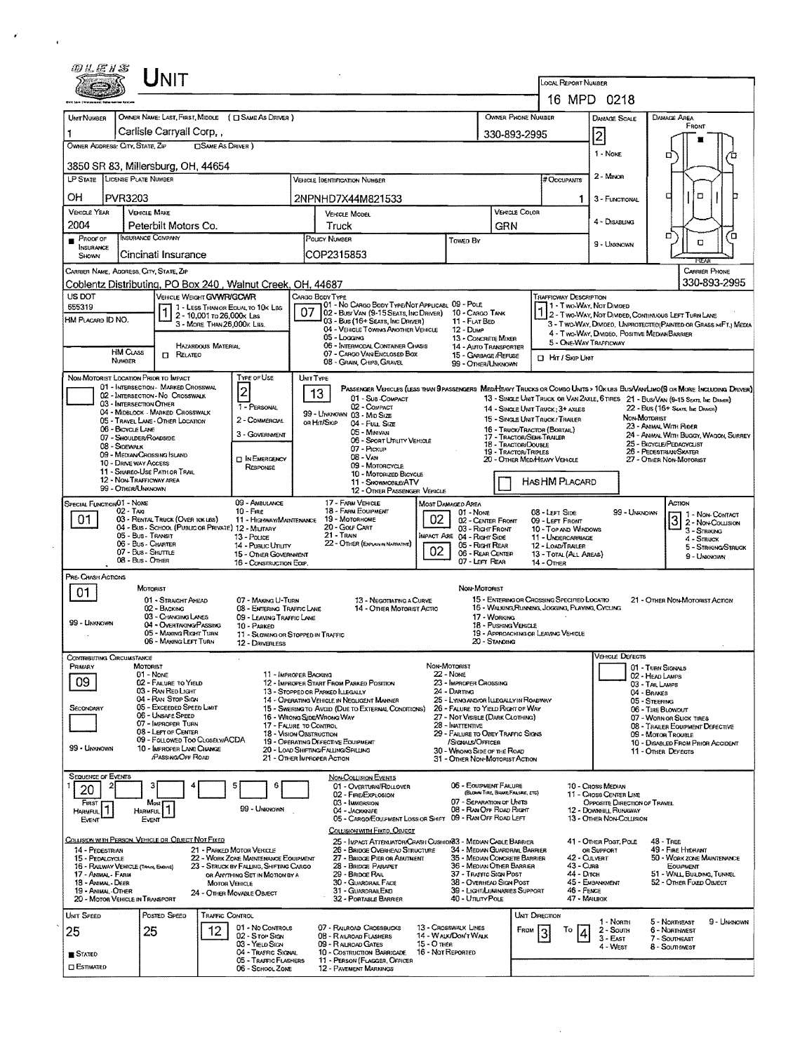# UNIT

**Local Report Number:** 16 MPD 0218

| Unit Number | Owner Name: Last, First, Middle ( ☐ Same As Driver ) | Owner Phone Number | Damage Scale | Damage Area |
|---|---|---|---|---|
| 1 | Carlisle Carryall Corp, , | 330-893-2995 | 2 | Front |

**Owner Address: City, State, Zip** ☐ Same As Driver )

3850 SR 83, Millersburg, OH, 44654

Damage Scale: 1 - None, 2 - Minor, 3 - Functional, 4 - Disabling, 9 - Unknown

| LP State | License Plate Number | Vehicle Identification Number | # Occupants |
|---|---|---|---|
| OH | PVR3203 | 2NPNHD7X44M821533 | 1 |

| Vehicle Year | Vehicle Make | Vehicle Model | Vehicle Color |
|---|---|---|---|
| 2004 | Peterbilt Motors Co. | Truck | GRN |

| ■ Proof of Insurance Shown | Insurance Company | Policy Number | Towed By |
|---|---|---|---|
| | Cincinati Insurance | COP2315853 | |

**Carrier Name, Address, City, State, Zip:** Coblentz Distributing, PO Box 240 , Walnut Creek, OH, 44687

**Carrier Phone:** 330-893-2995

**US DOT:** 555319

**Vehicle Weight GVWR/GCWR:** 1
1 - Less Than or Equal to 10k Lbs
2 - 10,001 to 26,000k Lbs
3 - More Than 26,000k Lbs.

**HM Placard ID No.**

**HM Class Number** ☐ Related — Hazardous Material

**Cargo Body Type:** 07
01 - No Cargo Body Type/Not Applicabl
02 - Bus/Van (9-15 Seats, Inc Driver)
03 - Bus (16+ Seats, Inc Driver)
04 - Vehicle Towing Another Vehicle
05 - Logging
06 - Intermodal Container Chasis
07 - Cargo Van/Enclosed Box
08 - Grain, Chips, Gravel
09 - Pole
10 - Cargo Tank
11 - Flat Bed
12 - Dump
13 - Concrete Mixer
14 - Auto Transporter
15 - Garbage /Refuse
99 - Other/Unknown

**Trafficway Description:** 1
1 - Two-Way, Not Divided
2 - Two-Way, Not Divided, Continuous Left Turn Lane
3 - Two-Way, Divided, Unprotected(Painted or Grass >4Ft.) Media
4 - Two-Way, Divided, Positive Median Barrier
5 - One-Way Trafficway
☐ Hit / Skip Unit

**Non-Motorist Location Prior to Impact:**
01 - Intersection - Marked Crosswal
02 - Intersection - No Crosswalk
03 - Intersection Other
04 - Midblock - Marked Crosswalk
05 - Travel Lane - Other Location
06 - Bicycle Lane
07 - Shoulder/Roadside
08 - Sidewalk
09 - Median/Crossing Island
10 - Drive way Access
11 - Shared-Use Path or Trail
12 - Non-Trafficway Area
99 - Other/Unknown

**Type of Use:** 2
1 - Personal
2 - Commercial
3 - Government
☐ In Emergency Response

**Unit Type:** 13
Passenger Vehicles (less than 9 passengers Med/Heavy Trucks or Combo Units > 10k lbs Bus/Van/Limo(9 or More Including Driver)
01 - Sub-Compact
02 - Compact
99 - Unknown 03 - Mid Size
or Hit/Skip 04 - Full Size
05 - Minivan
06 - Sport Utility Vehicle
07 - Pickup
08 - Van
09 - Motorcycle
10 - Motorized Bicycle
11 - Snowmobile/ATV
12 - Other Passenger Vehicle
13 - Single Unit Truck or Van 2axle, 6 Tires
14 - Single Unit Truck; 3+ Axles
15 - Single Unit Truck / Trailer
16 - Truck/Tractor (Bobtail)
17 - Tractor/Semi-Trailer
18 - Tractor/Double
19 - Tractor/Triples
20 - Other Med/Heavy Vehicle
21 - Bus/Van (9-15 Seats, Inc Driver)
22 - Bus (16+ Seats, Inc Driver)
Non-Motorist
23 - Animal With Rider
24 - Animal With Buggy, Wagon, Surrey
25 - Bicycle/Pedacyclist
26 - Pedestrian/Skater
27 - Other Non-Motorist
☐ Has HM Placard

**Special Function:** 01
01 - None
02 - Taxi
03 - Rental Truck (Over 10k lbs)
04 - Bus - School (Public or Private)
05 - Bus - Transit
06 - Bus - Charter
07 - Bus - Shuttle
08 - Bus - Other
09 - Ambulance
10 - Fire
11 - Highway/Maintenance
12 - Military
13 - Police
14 - Public Utility
15 - Other Government
16 - Construction Eqip.
17 - Farm Vehicle
18 - Farm Equipment
19 - Motorhome
20 - Golf Cart
21 - Train
22 - Other (Explain in Narrative)

**Most Damaged Area:** 02
**Impact Are:** 02
01 - None
02 - Center Front
03 - Right Front
04 - Right Side
05 - Right Rear
06 - Rear Center
07 - Left Rear
08 - Left Side
09 - Left Front
10 - Top and Windows
11 - Undercarriage
12 - Load/Trailer
13 - Total (All Areas)
14 - Other
99 - Unknown

**Action:** 3
1 - Non-Contact
2 - Non-Collision
3 - Striking
4 - Struck
5 - Striking/Struck
9 - Unknown

**Pre-Crash Actions:** 01
Motorist
01 - Straight Ahead
02 - Backing
03 - Changing Lanes
04 - Overtaking/Passing
05 - Making Right Turn
06 - Making Left Turn
07 - Making U-Turn
08 - Entering Traffic Lane
09 - Leaving Traffic Lane
10 - Parked
11 - Slowing or Stopped in Traffic
12 - Driverless
13 - Negotiating a Curve
14 - Other Motorist Actio
99 - Unknown
Non-Motorist
15 - Entering or Crossing Specified Locatio
16 - Walking,Running, Jogging, Playing, Cycling
17 - Working
18 - Pushing Vehicle
19 - Approaching or Leaving Vehicle
20 - Standing
21 - Other Non-Motorist Action

**Contributing Circumstance**
Primary: 09
Secondary:
Motorist
01 - None
02 - Failure to Yield
03 - Ran Red Light
04 - Ran Stop Sign
05 - Exceeded Speed Limit
06 - Unsafe Speed
07 - Improper Turn
08 - Left of Center
09 - Followed Too Closely/ACDA
10 - Improper Lane Change /Passing/Off Road
11 - Improper Backing
12 - Improper Start From Parked Position
13 - Stopped or Parked Illegally
14 - Operating Vehicle in Negligent Manner
15 - Swering to Avoid (Due to External Conditions)
16 - Wrong Side/Wrong Way
17 - Failure to Control
18 - Vision Obstruction
19 - Operating Defective Equipment
20 - Load Shifting/Falling/Spilling
21 - Other Improper Action
99 - Unknown
Non-Motorist
22 - None
23 - Improper Crossing
24 - Darting
25 - Lying and/or Illegally in Roadway
26 - Failure to Yield Right of Way
27 - Not Visible (Dark Clothing)
28 - Inattentive
29 - Failure to Obey Traffic Signs /Signals/Officer
30 - Wrong Side of the Road
31 - Other Non-Motorist Action

**Vehicle Defects**
01 - Turn Signals
02 - Head Lamps
03 - Tail Lamps
04 - Brakes
05 - Steering
06 - Tire Blowout
07 - Worn or Slick Tires
08 - Trailer Equipment Defective
09 - Motor Trouble
10 - Disabled From Prior Accident
11 - Other Defects

**Sequence of Events:** 1: 20, 2, 3, 4, 5, 6
First Harmful Event: 1
Most Harmful Event: 1
99 - Unknown

Non-Collision Events
01 - Overturn/Rollover
02 - Fire/Explosion
03 - Immersion
04 - Jackknife
05 - Cargo/Equipment Loss or Shift
06 - Equipment Failure (Blown Tire, Brake Failure, etc)
07 - Separation of Units
08 - Ran Off Road Right
09 - Ran Off Road Left
10 - Cross Median
11 - Cross Center Line Opposite Direction of Travel
12 - Downhill Runaway
13 - Other Non-Collision

Collision with Fixed, Object
25 - Impact Attenuator/Crash Cushion
26 - Bridge Overhead Structure
27 - Bridge Pier or Abutment
28 - Bridge Parapet
29 - Bridge Rail
30 - Guardrail Face
31 - GuardrailEnd
32 - Portable Barrier
33 - Median Cable Barrier
34 - Median Guardrail Barrier
35 - Median Concrete Barrier
36 - Median Other Barrier
37 - Traffic Sign Post
38 - Overhead Sign Post
39 - Light/Luminaries Support
40 - Utility Pole
41 - Other Post, Pole or Support
42 - Culvert
43 - Curb
44 - Ditch
45 - Embankment
46 - Fence
47 - Mailbox
48 - Tree
49 - Fire Hydrant
50 - Work Zone Maintenance Equipment
51 - Wall, Building, Tunnel
52 - Other Fixed Object

Collision with Person, Vehicle or Object Not Fixed
14 - Pedestrian
15 - Pedalcycle
16 - Railway Vehicle (Train, Engine)
17 - Animal - Farm
18 - Animal - Deer
19 - Animal - Other
20 - Motor Vehicle in Transport
21 - Parked Motor Vehicle
22 - Work Zone Maintenance Equipment
23 - Struck by Falling, Shifting Cargo or Anything Set in Motion by a Motor Vehicle
24 - Other Movable Object

**Unit Speed:** 25
**Posted Speed:** 25
■ Stated
☐ Estimated

**Traffic Control:** 12
01 - No Controls
02 - Stop Sign
03 - Yield Sign
04 - Traffic Signal
05 - Traffic Flashers
06 - School Zone
07 - Railroad Crossbucks
08 - Railroad Flashers
09 - Railroad Gates
10 - Costruction Barricade
11 - Person (Flagger, Officer
12 - Pavement Markings
13 - Crosswalk Lines
14 - Walk/Don't Walk
15 - Other
16 - Not Reported

**Unit Direction:** From 3 To 4
1 - North
2 - South
3 - East
4 - West
5 - Northeast
6 - Northwest
7 - Southeast
8 - Southwest
9 - Unknown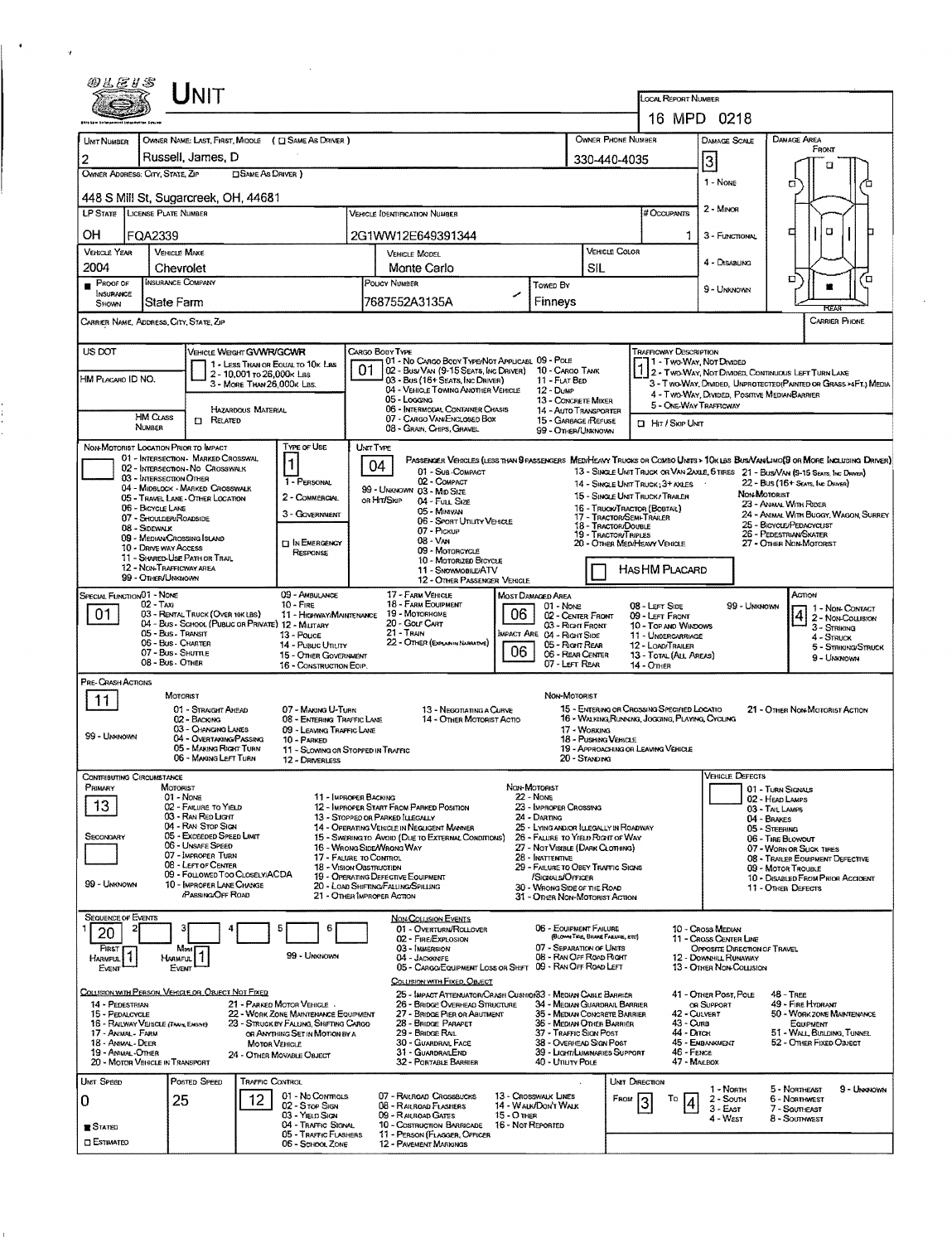# UNIT

**Local Report Number:** 16 MPD 0218

| Unit Number | Owner Name: Last, First, Middle ( ☐ Same As Driver ) | Owner Phone Number | Damage Scale | Damage Area |
|---|---|---|---|---|
| 2 | Russell, James, D | 330-440-4035 | 3 | FRONT / REAR |

**Owner Address: City, State, Zip** ☐ Same As Driver )

448 S Mill St, Sugarcreek, OH, 44681

Damage Scale: 1 - None, 2 - Minor, 3 - Functional, 4 - Disabling, 9 - Unknown

| LP State | License Plate Number | Vehicle Identification Number | # Occupants |
|---|---|---|---|
| OH | FQA2339 | 2G1WW12E649391344 | 1 |

| Vehicle Year | Vehicle Make | Vehicle Model | Vehicle Color |
|---|---|---|---|
| 2004 | Chevrolet | Monte Carlo | SIL |

| Proof of Insurance Shown | Insurance Company | Policy Number | Towed By |
|---|---|---|---|
| ■ | State Farm | 7687552A3135A | Finneys |

**Carrier Name, Address, City, State, Zip:**

**Carrier Phone:**

**US DOT:**

**HM Placard ID No.:**

**HM Class Number:**

**Vehicle Weight GVWR/GCWR:** 1 - Less Than or Equal to 10k Lbs; 2 - 10,001 to 26,000k Lbs; 3 - More Than 26,000k Lbs.

**Hazardous Material:** ☐ Related

**Cargo Body Type:** 01
01 - No Cargo Body Type/Not Applicabl; 02 - Bus/Van (9-15 Seats, Inc Driver); 03 - Bus (16+ Seats, Inc Driver); 04 - Vehicle Towing Another Vehicle; 05 - Logging; 06 - Intermodal Container Chasis; 07 - Cargo Van/Enclosed Box; 08 - Grain, Chips, Gravel; 09 - Pole; 10 - Cargo Tank; 11 - Flat Bed; 12 - Dump; 13 - Concrete Mixer; 14 - Auto Transporter; 15 - Garbage /Refuse; 99 - Other/Unknown

**Trafficway Description:** 1
1 - Two-Way, Not Divided; 2 - Two-Way, Not Divided, Continuous Left Turn Lane; 3 - Two-Way, Divided, Unprotected (Painted or Grass >4Ft.) Media; 4 - Two-Way, Divided, Positive Median Barrier; 5 - One-Way Trafficway

☐ Hit / Skip Unit

**Non-Motorist Location Prior to Impact:**
01 - Intersection - Marked Crosswal; 02 - Intersection - No Crosswalk; 03 - Intersection Other; 04 - Midblock - Marked Crosswalk; 05 - Travel Lane - Other Location; 06 - Bicycle Lane; 07 - Shoulder/Roadside; 08 - Sidewalk; 09 - Median/Crossing Island; 10 - Drive way Access; 11 - Shared-Use Path or Trail; 12 - Non-Trafficway Area; 99 - Other/Unknown

**Type of Use:** 1
1 - Personal; 2 - Commercial; 3 - Government; ☐ In Emergency Response

**Unit Type:** 04
Passenger Vehicles (less than 9 passengers): 01 - Sub-Compact; 02 - Compact; 99 - Unknown 03 - Mid Size; or Hit/Skip 04 - Full Size; 05 - Minivan; 06 - Sport Utility Vehicle; 07 - Pickup; 08 - Van; 09 - Motorcycle; 10 - Motorized Bicycle; 11 - Snowmobile/ATV; 12 - Other Passenger Vehicle
Med/Heavy Trucks or Combo Units > 10k lbs Bus/Van/Limo (9 or More Including Driver): 13 - Single Unit Truck or Van 2axle, 6 Tires; 14 - Single Unit Truck; 3+ Axles; 15 - Single Unit Truck/Trailer; 16 - Truck/Tractor (Bobtail); 17 - Tractor/Semi-Trailer; 18 - Tractor/Double; 19 - Tractor/Triples; 20 - Other Med/Heavy Vehicle; 21 - Bus/Van (9-15 Seats, Inc Driver); 22 - Bus (16+ Seats, Inc Driver)
Non-Motorist: 23 - Animal With Rider; 24 - Animal With Buggy, Wagon, Surrey; 25 - Bicycle/Pedacyclist; 26 - Pedestrian/Skater; 27 - Other Non-Motorist

☐ Has HM Placard

**Special Function:** 01
01 - None; 02 - Taxi; 03 - Rental Truck (Over 10k lbs); 04 - Bus - School (Public or Private); 05 - Bus - Transit; 06 - Bus - Charter; 07 - Bus - Shuttle; 08 - Bus - Other; 09 - Ambulance; 10 - Fire; 11 - Highway/Maintenance; 12 - Military; 13 - Police; 14 - Public Utility; 15 - Other Government; 16 - Construction Eqip.; 17 - Farm Vehicle; 18 - Farm Equipment; 19 - Motorhome; 20 - Golf Cart; 21 - Train; 22 - Other (Explain in Narrative)

**Most Damaged Area:** 06
**Impact Are:** 06
01 - None; 02 - Center Front; 03 - Right Front; 04 - Right Side; 05 - Right Rear; 06 - Rear Center; 07 - Left Rear; 08 - Left Side; 09 - Left Front; 10 - Top and Windows; 11 - Undercarriage; 12 - Load/Trailer; 13 - Total (All Areas); 14 - Other; 99 - Unknown

**Action:** 4
1 - Non-Contact; 2 - Non-Collision; 3 - Striking; 4 - Struck; 5 - Striking/Struck; 9 - Unknown

**Pre-Crash Actions:** 11
Motorist: 01 - Straight Ahead; 02 - Backing; 03 - Changing Lanes; 04 - Overtaking/Passing; 05 - Making Right Turn; 06 - Making Left Turn; 07 - Making U-Turn; 08 - Entering Traffic Lane; 09 - Leaving Traffic Lane; 10 - Parked; 11 - Slowing or Stopped in Traffic; 12 - Driverless; 13 - Negotiating a Curve; 14 - Other Motorist Actio
Non-Motorist: 15 - Entering or Crossing Specified Locatio; 16 - Walking, Running, Jogging, Playing, Cycling; 17 - Working; 18 - Pushing Vehicle; 19 - Approaching or Leaving Vehicle; 20 - Standing; 21 - Other Non-Motorist Action
99 - Unknown

**Contributing Circumstance:**
Primary: 13
Secondary:
Motorist: 01 - None; 02 - Failure to Yield; 03 - Ran Red Light; 04 - Ran Stop Sign; 05 - Exceeded Speed Limit; 06 - Unsafe Speed; 07 - Improper Turn; 08 - Left of Center; 09 - Followed Too Closely/ACDA; 10 - Improper Lane Change /Passing/Off Road; 11 - Improper Backing; 12 - Improper Start From Parked Position; 13 - Stopped or Parked Illegally; 14 - Operating Vehicle in Negligent Manner; 15 - Swering to Avoid (Due to External Conditions); 16 - Wrong Side/Wrong Way; 17 - Failure to Control; 18 - Vision Obstruction; 19 - Operating Defective Equipment; 20 - Load Shifting/Falling/Spilling; 21 - Other Improper Action
Non-Motorist: 22 - None; 23 - Improper Crossing; 24 - Darting; 25 - Lying and/or Illegally in Roadway; 26 - Failure to Yield Right of Way; 27 - Not Visible (Dark Clothing); 28 - Inattentive; 29 - Failure to Obey Traffic Signs /Signals/Officer; 30 - Wrong Side of the Road; 31 - Other Non-Motorist Action
99 - Unknown

**Vehicle Defects:**
01 - Turn Signals; 02 - Head Lamps; 03 - Tail Lamps; 04 - Brakes; 05 - Steering; 06 - Tire Blowout; 07 - Worn or Slick Tires; 08 - Trailer Equipment Defective; 09 - Motor Trouble; 10 - Disabled From Prior Accident; 11 - Other Defects

**Sequence of Events:**

| 1 | 2 | 3 | 4 | 5 | 6 |
|---|---|---|---|---|---|
| 20 | | | | | |

First Harmful Event: 1
Most Harmful Event: 1
99 - Unknown

Non-Collision Events: 01 - Overturn/Rollover; 02 - Fire/Explosion; 03 - Immersion; 04 - Jackknife; 05 - Cargo/Equipment Loss or Shift; 06 - Equipment Failure (Blown Tire, Brake Failure, etc); 07 - Separation of Units; 08 - Ran Off Road Right; 09 - Ran Off Road Left; 10 - Cross Median; 11 - Cross Center Line Opposite Direction of Travel; 12 - Downhill Runaway; 13 - Other Non-Collision

Collision with Person, Vehicle or Object Not Fixed: 14 - Pedestrian; 15 - Pedalcycle; 16 - Railway Vehicle (Train, Engine); 17 - Animal - Farm; 18 - Animal - Deer; 19 - Animal - Other; 20 - Motor Vehicle in Transport; 21 - Parked Motor Vehicle; 22 - Work Zone Maintenance Equipment; 23 - Struck by Falling, Shifting Cargo or Anything Set in Motion by a Motor Vehicle; 24 - Other Movable Object

Collision with Fixed, Object: 25 - Impact Attenuator/Crash Cushion; 26 - Bridge Overhead Structure; 27 - Bridge Pier or Abutment; 28 - Bridge Parapet; 29 - Bridge Rail; 30 - Guardrail Face; 31 - Guardrail End; 32 - Portable Barrier; 33 - Median Cable Barrier; 34 - Median Guardrail Barrier; 35 - Median Concrete Barrier; 36 - Median Other Barrier; 37 - Traffic Sign Post; 38 - Overhead Sign Post; 39 - Light/Luminaries Support; 40 - Utility Pole; 41 - Other Post, Pole or Support; 42 - Culvert; 43 - Curb; 44 - Ditch; 45 - Embankment; 46 - Fence; 47 - Mailbox; 48 - Tree; 49 - Fire Hydrant; 50 - Work Zone Maintenance Equipment; 51 - Wall, Building, Tunnel; 52 - Other Fixed Object

| Unit Speed | Posted Speed | Traffic Control | Unit Direction |
|---|---|---|---|
| 0 | 25 | 12 | From 3 To 4 |

■ Stated
☐ Estimated

Traffic Control: 01 - No Controls; 02 - Stop Sign; 03 - Yield Sign; 04 - Traffic Signal; 05 - Traffic Flashers; 06 - School Zone; 07 - Railroad Crossbucks; 08 - Railroad Flashers; 09 - Railroad Gates; 10 - Costruction Barricade; 11 - Person (Flagger, Officer; 12 - Pavement Markings; 13 - Crosswalk Lines; 14 - Walk/Don't Walk; 15 - Other; 16 - Not Reported

Unit Direction: 1 - North; 2 - South; 3 - East; 4 - West; 5 - Northeast; 6 - Northwest; 7 - Southeast; 8 - Southwest; 9 - Unknown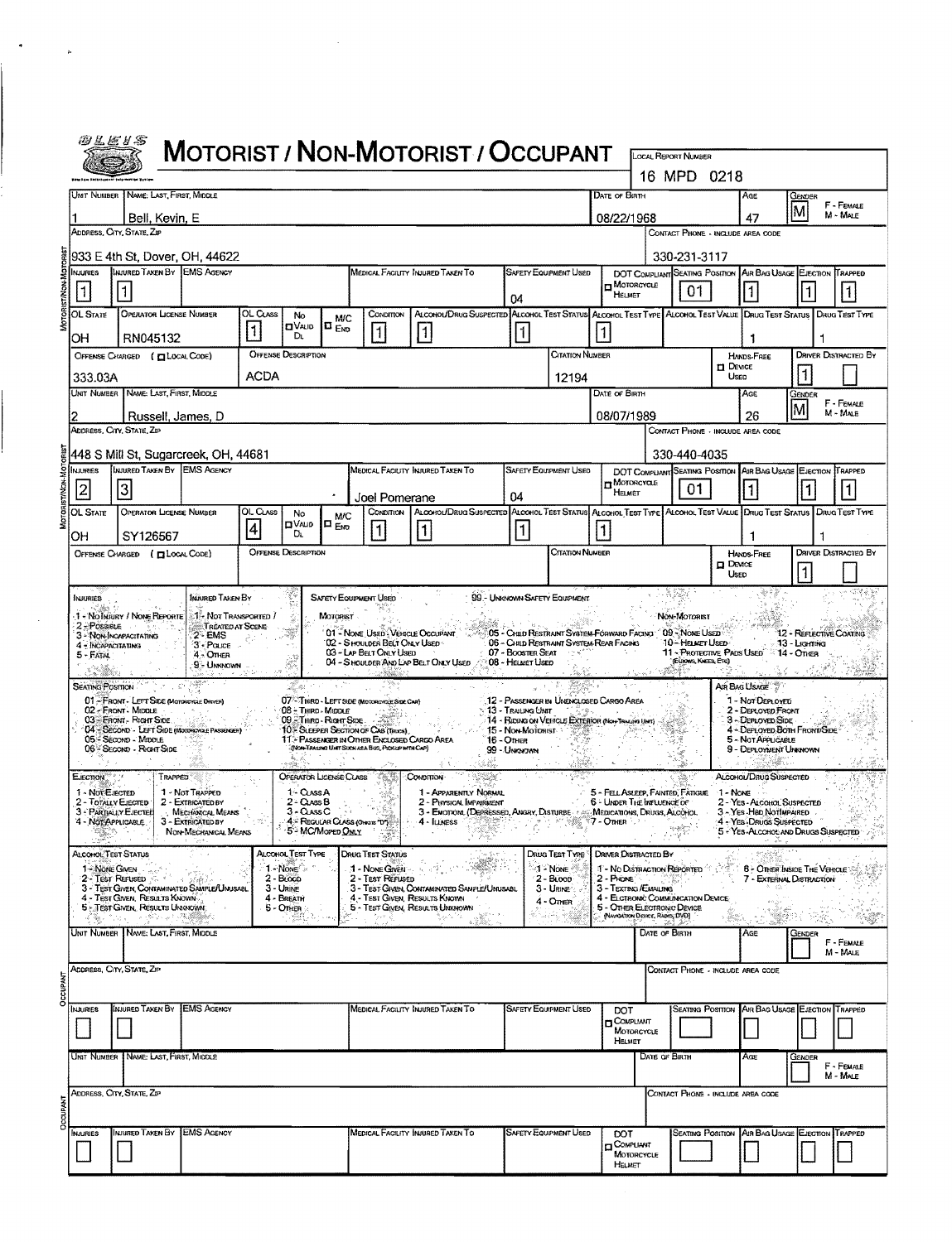# MOTORIST / NON-MOTORIST / OCCUPANT

LOCAL REPORT NUMBER: 16 MPD 0218

## MOTORIST/NON-MOTORIST

| UNIT NUMBER | NAME: LAST, FIRST, MIDDLE | DATE OF BIRTH | AGE | GENDER |
|---|---|---|---|---|
| 1 | Bell, Kevin, E | 08/22/1968 | 47 | M |

| ADDRESS, CITY, STATE, ZIP | CONTACT PHONE - INCLUDE AREA CODE |
|---|---|
| 933 E 4th St, Dover, OH, 44622 | 330-231-3117 |

| INJURIES | INJURED TAKEN BY | EMS AGENCY | MEDICAL FACILITY INJURED TAKEN TO | SAFETY EQUIPMENT USED | DOT COMPLIANT MOTORCYCLE HELMET | SEATING POSITION | AIR BAG USAGE | EJECTION | TRAPPED |
|---|---|---|---|---|---|---|---|---|---|
| 1 | 1 | | | 04 | | 01 | 1 | 1 | 1 |

| OL STATE | OPERATOR LICENSE NUMBER | OL CLASS | NO VALID DL | M/C END | CONDITION | ALCOHOL/DRUG SUSPECTED | ALCOHOL TEST STATUS | ALCOHOL TEST TYPE | ALCOHOL TEST VALUE | DRUG TEST STATUS | DRUG TEST TYPE |
|---|---|---|---|---|---|---|---|---|---|---|---|
| OH | RN045132 | 1 | | | 1 | 1 | 1 | 1 | | 1 | 1 |

| OFFENSE CHARGED (LOCAL CODE) | OFFENSE DESCRIPTION | CITATION NUMBER | HANDS-FREE DEVICE USED | DRIVER DISTRACTED BY |
|---|---|---|---|---|
| 333.03A | ACDA | 12194 | | 1 |

## MOTORIST/NON-MOTORIST

| UNIT NUMBER | NAME: LAST, FIRST, MIDDLE | DATE OF BIRTH | AGE | GENDER |
|---|---|---|---|---|
| 2 | Russell, James, D | 08/07/1989 | 26 | M |

| ADDRESS, CITY, STATE, ZIP | CONTACT PHONE - INCLUDE AREA CODE |
|---|---|
| 448 S Mill St, Sugarcreek, OH, 44681 | 330-440-4035 |

| INJURIES | INJURED TAKEN BY | EMS AGENCY | MEDICAL FACILITY INJURED TAKEN TO | SAFETY EQUIPMENT USED | DOT COMPLIANT MOTORCYCLE HELMET | SEATING POSITION | AIR BAG USAGE | EJECTION | TRAPPED |
|---|---|---|---|---|---|---|---|---|---|
| 2 | 3 | | Joel Pomerane | 04 | | 01 | 1 | 1 | 1 |

| OL STATE | OPERATOR LICENSE NUMBER | OL CLASS | NO VALID DL | M/C END | CONDITION | ALCOHOL/DRUG SUSPECTED | ALCOHOL TEST STATUS | ALCOHOL TEST TYPE | ALCOHOL TEST VALUE | DRUG TEST STATUS | DRUG TEST TYPE |
|---|---|---|---|---|---|---|---|---|---|---|---|
| OH | SY126567 | 4 | | | 1 | 1 | 1 | 1 | | 1 | 1 |

| OFFENSE CHARGED (LOCAL CODE) | OFFENSE DESCRIPTION | CITATION NUMBER | HANDS-FREE DEVICE USED | DRIVER DISTRACTED BY |
|---|---|---|---|---|
| | | | | 1 |

## Codes

**INJURIES:** 1 - NO INJURY / NONE REPORTED; 2 - POSSIBLE; 3 - NON-INCAPACITATING; 4 - INCAPACITATING; 5 - FATAL

**INJURED TAKEN BY:** 1 - NOT TRANSPORTED / TREATED AT SCENE; 2 - EMS; 3 - POLICE; 4 - OTHER; 9 - UNKNOWN

**SAFETY EQUIPMENT USED:** 99 - UNKNOWN SAFETY EQUIPMENT
- MOTORIST: 01 - NONE USED - VEHICLE OCCUPANT; 02 - SHOULDER BELT ONLY USED; 03 - LAP BELT ONLY USED; 04 - SHOULDER AND LAP BELT ONLY USED; 05 - CHILD RESTRAINT SYSTEM-FORWARD FACING; 06 - CHILD RESTRAINT SYSTEM-REAR FACING; 07 - BOOSTER SEAT; 08 - HELMET USED
- NON-MOTORIST: 09 - NONE USED; 10 - HELMET USED; 11 - PROTECTIVE PADS USED (ELBOWS, KNEES, ETC); 12 - REFLECTIVE COATING; 13 - LIGHTING; 14 - OTHER

**SEATING POSITION:** 01 - FRONT - LEFT SIDE (MOTORCYCLE DRIVER); 02 - FRONT - MIDDLE; 03 - FRONT - RIGHT SIDE; 04 - SECOND - LEFT SIDE (MOTORCYCLE PASSENGER); 05 - SECOND - MIDDLE; 06 - SECOND - RIGHT SIDE; 07 - THIRD - LEFT SIDE (MOTORCYCLE SIDE CAR); 08 - THIRD - MIDDLE; 09 - THIRD - RIGHT SIDE; 10 - SLEEPER SECTION OF CAB (TRUCK); 11 - PASSENGER IN OTHER ENCLOSED CARGO AREA (NON-TRAILING UNIT SUCH AS A BUS, PICKUP WITH CAP); 12 - PASSENGER IN UNENCLOSED CARGO AREA; 13 - TRAILING UNIT; 14 - RIDING ON VEHICLE EXTERIOR (NON-TRAILING UNIT); 15 - NON-MOTORIST; 16 - OTHER; 99 - UNKNOWN

**AIR BAG USAGE:** 1 - NOT DEPLOYED; 2 - DEPLOYED FRONT; 3 - DEPLOYED SIDE; 4 - DEPLOYED BOTH FRONT/SIDE; 5 - NOT APPLICABLE; 9 - DEPLOYMENT UNKNOWN

**EJECTION:** 1 - NOT EJECTED; 2 - TOTALLY EJECTED; 3 - PARTIALLY EJECTED; 4 - NOT APPLICABLE

**TRAPPED:** 1 - NOT TRAPPED; 2 - EXTRICATED BY MECHANICAL MEANS; 3 - EXTRICATED BY NON-MECHANICAL MEANS

**OPERATOR LICENSE CLASS:** 1 - CLASS A; 2 - CLASS B; 3 - CLASS C; 4 - REGULAR CLASS (OHIO IS "D"); 5 - MC/MOPED ONLY

**CONDITION:** 1 - APPARENTLY NORMAL; 2 - PHYSICAL IMPAIRMENT; 3 - EMOTIONAL (DEPRESSED, ANGRY, DISTURBED); 4 - ILLNESS; 5 - FELL ASLEEP, FAINTED, FATIGUE; 6 - UNDER THE INFLUENCE OF MEDICATIONS, DRUGS, ALCOHOL; 7 - OTHER

**ALCOHOL/DRUG SUSPECTED:** 1 - NONE; 2 - YES - ALCOHOL SUSPECTED; 3 - YES - HBD NOT IMPAIRED; 4 - YES - DRUGS SUSPECTED; 5 - YES - ALCOHOL AND DRUGS SUSPECTED

**ALCOHOL TEST STATUS:** 1 - NONE GIVEN; 2 - TEST REFUSED; 3 - TEST GIVEN, CONTAMINATED SAMPLE/UNUSABLE; 4 - TEST GIVEN, RESULTS KNOWN; 5 - TEST GIVEN, RESULTS UNKNOWN

**ALCOHOL TEST TYPE:** 1 - NONE; 2 - BLOOD; 3 - URINE; 4 - BREATH; 5 - OTHER

**DRUG TEST STATUS:** 1 - NONE GIVEN; 2 - TEST REFUSED; 3 - TEST GIVEN, CONTAMINATED SAMPLE/UNUSABLE; 4 - TEST GIVEN, RESULTS KNOWN; 5 - TEST GIVEN, RESULTS UNKNOWN

**DRUG TEST TYPE:** 1 - NONE; 2 - BLOOD; 3 - URINE; 4 - OTHER

**DRIVER DISTRACTED BY:** 1 - NO DISTRACTION REPORTED; 2 - PHONE; 3 - TEXTING /EMAILING; 4 - ELECTRONIC COMMUNICATION DEVICE; 5 - OTHER ELECTRONIC DEVICE (NAVIGATION DEVICE, RADIO, DVD); 6 - OTHER INSIDE THE VEHICLE; 7 - EXTERNAL DISTRACTION

## OCCUPANT

| UNIT NUMBER | NAME: LAST, FIRST, MIDDLE | DATE OF BIRTH | AGE | GENDER |
|---|---|---|---|---|
| | | | | |

| ADDRESS, CITY, STATE, ZIP | CONTACT PHONE - INCLUDE AREA CODE |
|---|---|
| | |

| INJURIES | INJURED TAKEN BY | EMS AGENCY | MEDICAL FACILITY INJURED TAKEN TO | SAFETY EQUIPMENT USED | DOT COMPLIANT MOTORCYCLE HELMET | SEATING POSITION | AIR BAG USAGE | EJECTION | TRAPPED |
|---|---|---|---|---|---|---|---|---|---|
| | | | | | | | | | |

## OCCUPANT

| UNIT NUMBER | NAME: LAST, FIRST, MIDDLE | DATE OF BIRTH | AGE | GENDER |
|---|---|---|---|---|
| | | | | |

| ADDRESS, CITY, STATE, ZIP | CONTACT PHONE - INCLUDE AREA CODE |
|---|---|
| | |

| INJURIES | INJURED TAKEN BY | EMS AGENCY | MEDICAL FACILITY INJURED TAKEN TO | SAFETY EQUIPMENT USED | DOT COMPLIANT MOTORCYCLE HELMET | SEATING POSITION | AIR BAG USAGE | EJECTION | TRAPPED |
|---|---|---|---|---|---|---|---|---|---|
| | | | | | | | | | |